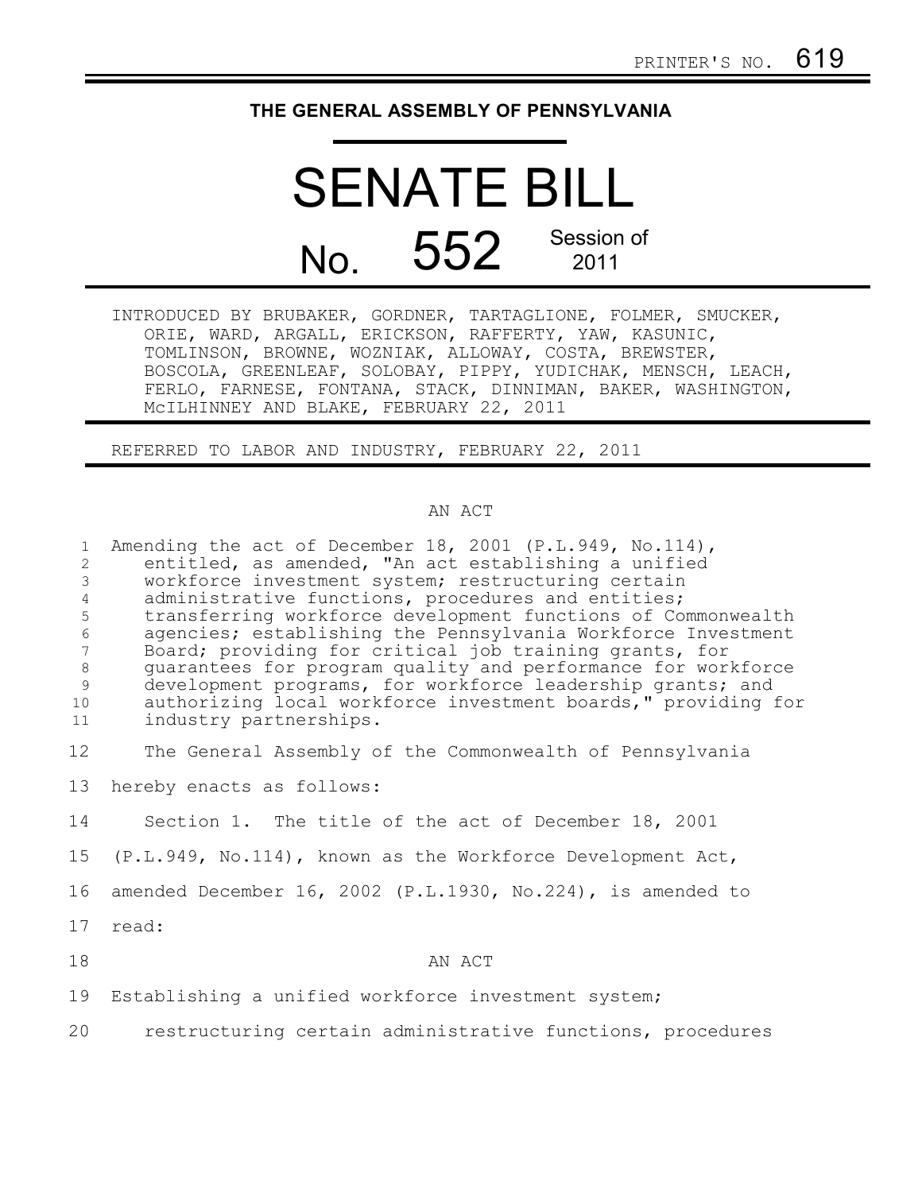PRINTER'S NO. 619

**THE GENERAL ASSEMBLY OF PENNSYLVANIA**

# SENATE BILL

## No. 552 Session of 2011

INTRODUCED BY BRUBAKER, GORDNER, TARTAGLIONE, FOLMER, SMUCKER, ORIE, WARD, ARGALL, ERICKSON, RAFFERTY, YAW, KASUNIC, TOMLINSON, BROWNE, WOZNIAK, ALLOWAY, COSTA, BREWSTER, BOSCOLA, GREENLEAF, SOLOBAY, PIPPY, YUDICHAK, MENSCH, LEACH, FERLO, FARNESE, FONTANA, STACK, DINNIMAN, BAKER, WASHINGTON, McILHINNEY AND BLAKE, FEBRUARY 22, 2011

REFERRED TO LABOR AND INDUSTRY, FEBRUARY 22, 2011

AN ACT

Amending the act of December 18, 2001 (P.L.949, No.114), entitled, as amended, "An act establishing a unified workforce investment system; restructuring certain administrative functions, procedures and entities; transferring workforce development functions of Commonwealth agencies; establishing the Pennsylvania Workforce Investment Board; providing for critical job training grants, for guarantees for program quality and performance for workforce development programs, for workforce leadership grants; and authorizing local workforce investment boards," providing for industry partnerships.

The General Assembly of the Commonwealth of Pennsylvania hereby enacts as follows:

Section 1. The title of the act of December 18, 2001 (P.L.949, No.114), known as the Workforce Development Act, amended December 16, 2002 (P.L.1930, No.224), is amended to read:

AN ACT

Establishing a unified workforce investment system; restructuring certain administrative functions, procedures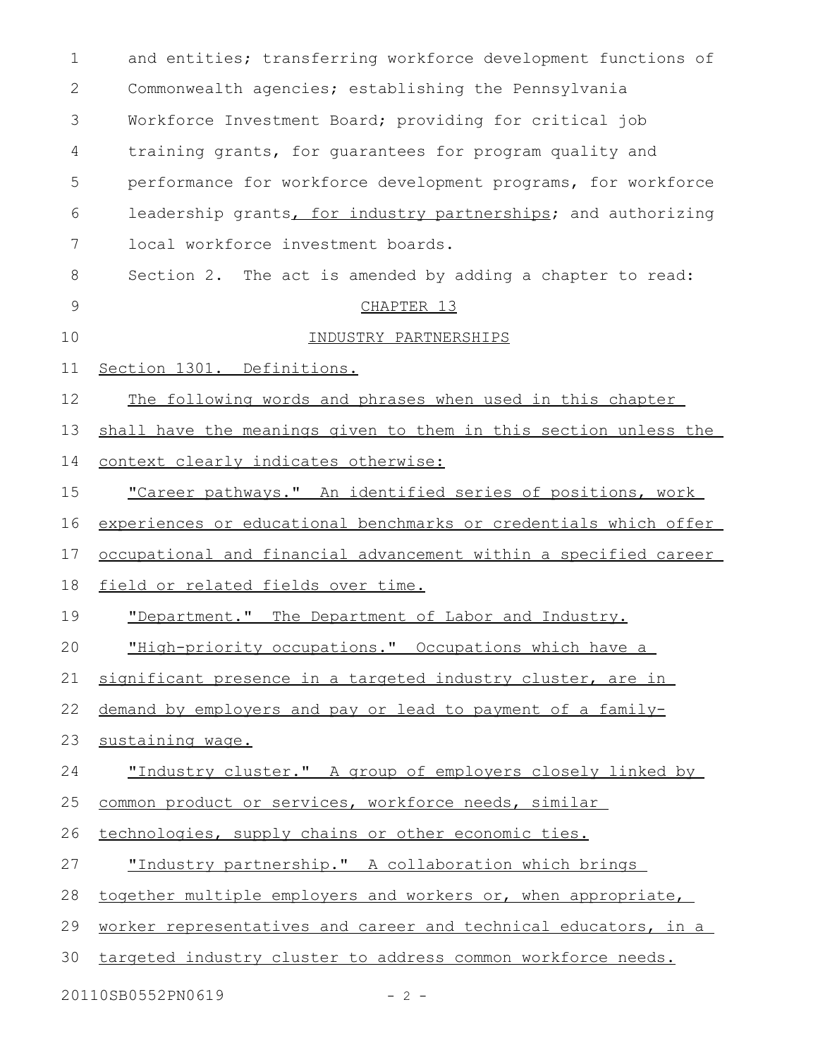and entities; transferring workforce development functions of Commonwealth agencies; establishing the Pennsylvania Workforce Investment Board; providing for critical job training grants, for guarantees for program quality and performance for workforce development programs, for workforce leadership grants, for industry partnerships; and authorizing local workforce investment boards.

Section 2. The act is amended by adding a chapter to read:

CHAPTER 13

INDUSTRY PARTNERSHIPS

Section 1301. Definitions.

The following words and phrases when used in this chapter shall have the meanings given to them in this section unless the context clearly indicates otherwise:

"Career pathways." An identified series of positions, work experiences or educational benchmarks or credentials which offer occupational and financial advancement within a specified career field or related fields over time.

"Department." The Department of Labor and Industry.

"High-priority occupations." Occupations which have a significant presence in a targeted industry cluster, are in demand by employers and pay or lead to payment of a family-sustaining wage.

"Industry cluster." A group of employers closely linked by common product or services, workforce needs, similar technologies, supply chains or other economic ties.

"Industry partnership." A collaboration which brings together multiple employers and workers or, when appropriate, worker representatives and career and technical educators, in a targeted industry cluster to address common workforce needs.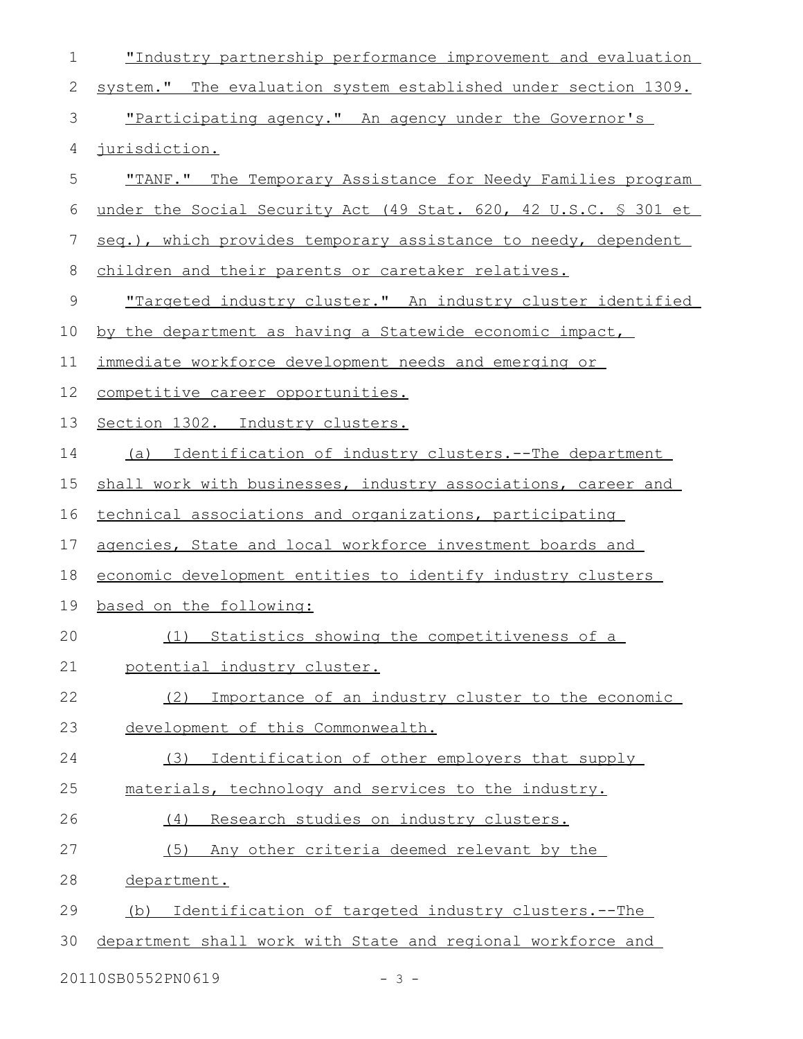"Industry partnership performance improvement and evaluation system." The evaluation system established under section 1309.

"Participating agency." An agency under the Governor's jurisdiction.

"TANF." The Temporary Assistance for Needy Families program under the Social Security Act (49 Stat. 620, 42 U.S.C. § 301 et seq.), which provides temporary assistance to needy, dependent children and their parents or caretaker relatives.

"Targeted industry cluster." An industry cluster identified by the department as having a Statewide economic impact, immediate workforce development needs and emerging or competitive career opportunities.

Section 1302. Industry clusters.

(a) Identification of industry clusters.--The department shall work with businesses, industry associations, career and technical associations and organizations, participating agencies, State and local workforce investment boards and economic development entities to identify industry clusters based on the following:

(1) Statistics showing the competitiveness of a potential industry cluster.

(2) Importance of an industry cluster to the economic development of this Commonwealth.

(3) Identification of other employers that supply materials, technology and services to the industry.

(4) Research studies on industry clusters.

(5) Any other criteria deemed relevant by the department.

(b) Identification of targeted industry clusters.--The department shall work with State and regional workforce and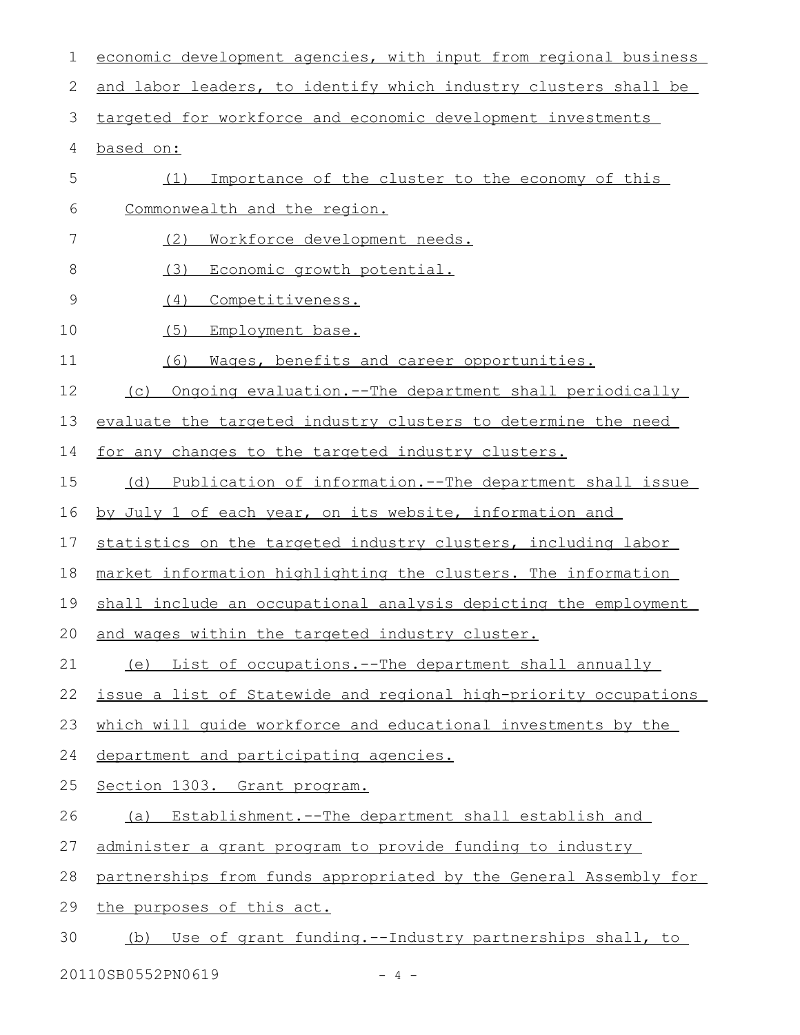economic development agencies, with input from regional business and labor leaders, to identify which industry clusters shall be targeted for workforce and economic development investments based on:

(1) Importance of the cluster to the economy of this Commonwealth and the region.

(2) Workforce development needs.

(3) Economic growth potential.

(4) Competitiveness.

(5) Employment base.

(6) Wages, benefits and career opportunities.

(c) Ongoing evaluation.--The department shall periodically evaluate the targeted industry clusters to determine the need for any changes to the targeted industry clusters.

(d) Publication of information.--The department shall issue by July 1 of each year, on its website, information and statistics on the targeted industry clusters, including labor market information highlighting the clusters. The information shall include an occupational analysis depicting the employment and wages within the targeted industry cluster.

(e) List of occupations.--The department shall annually issue a list of Statewide and regional high-priority occupations which will guide workforce and educational investments by the department and participating agencies.

Section 1303. Grant program.

(a) Establishment.--The department shall establish and administer a grant program to provide funding to industry partnerships from funds appropriated by the General Assembly for the purposes of this act.

(b) Use of grant funding.--Industry partnerships shall, to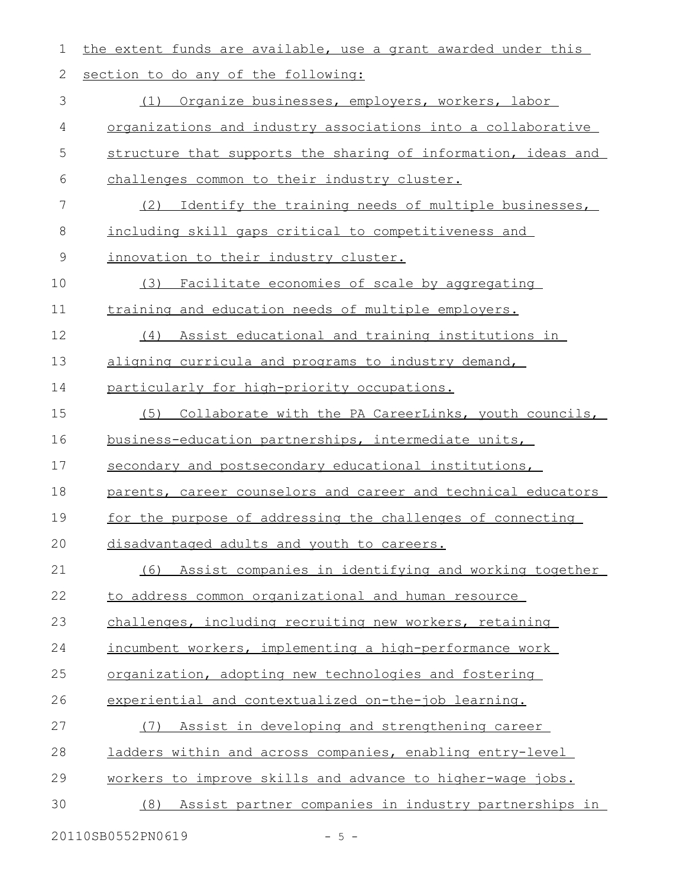the extent funds are available, use a grant awarded under this section to do any of the following:

(1) Organize businesses, employers, workers, labor organizations and industry associations into a collaborative structure that supports the sharing of information, ideas and challenges common to their industry cluster.

(2) Identify the training needs of multiple businesses, including skill gaps critical to competitiveness and innovation to their industry cluster.

(3) Facilitate economies of scale by aggregating training and education needs of multiple employers.

(4) Assist educational and training institutions in aligning curricula and programs to industry demand, particularly for high-priority occupations.

(5) Collaborate with the PA CareerLinks, youth councils, business-education partnerships, intermediate units, secondary and postsecondary educational institutions, parents, career counselors and career and technical educators for the purpose of addressing the challenges of connecting disadvantaged adults and youth to careers.

(6) Assist companies in identifying and working together to address common organizational and human resource challenges, including recruiting new workers, retaining incumbent workers, implementing a high-performance work organization, adopting new technologies and fostering experiential and contextualized on-the-job learning.

(7) Assist in developing and strengthening career ladders within and across companies, enabling entry-level workers to improve skills and advance to higher-wage jobs.

(8) Assist partner companies in industry partnerships in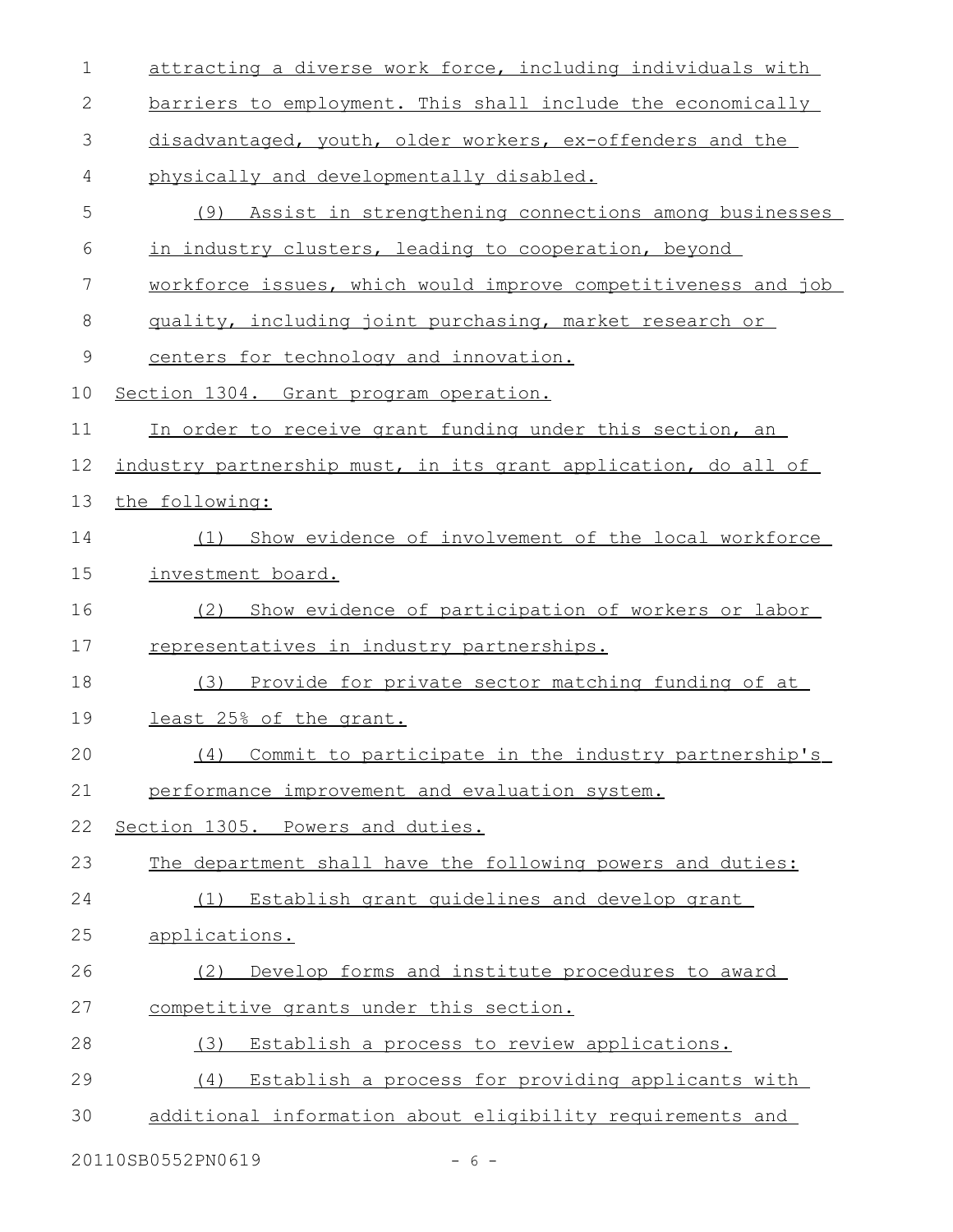attracting a diverse work force, including individuals with barriers to employment. This shall include the economically disadvantaged, youth, older workers, ex-offenders and the physically and developmentally disabled.

(9) Assist in strengthening connections among businesses in industry clusters, leading to cooperation, beyond workforce issues, which would improve competitiveness and job quality, including joint purchasing, market research or centers for technology and innovation.

Section 1304. Grant program operation.

In order to receive grant funding under this section, an industry partnership must, in its grant application, do all of the following:

(1) Show evidence of involvement of the local workforce investment board.

(2) Show evidence of participation of workers or labor representatives in industry partnerships.

(3) Provide for private sector matching funding of at least 25% of the grant.

(4) Commit to participate in the industry partnership's performance improvement and evaluation system.

Section 1305. Powers and duties.

The department shall have the following powers and duties:

(1) Establish grant guidelines and develop grant applications.

(2) Develop forms and institute procedures to award competitive grants under this section.

(3) Establish a process to review applications.

(4) Establish a process for providing applicants with additional information about eligibility requirements and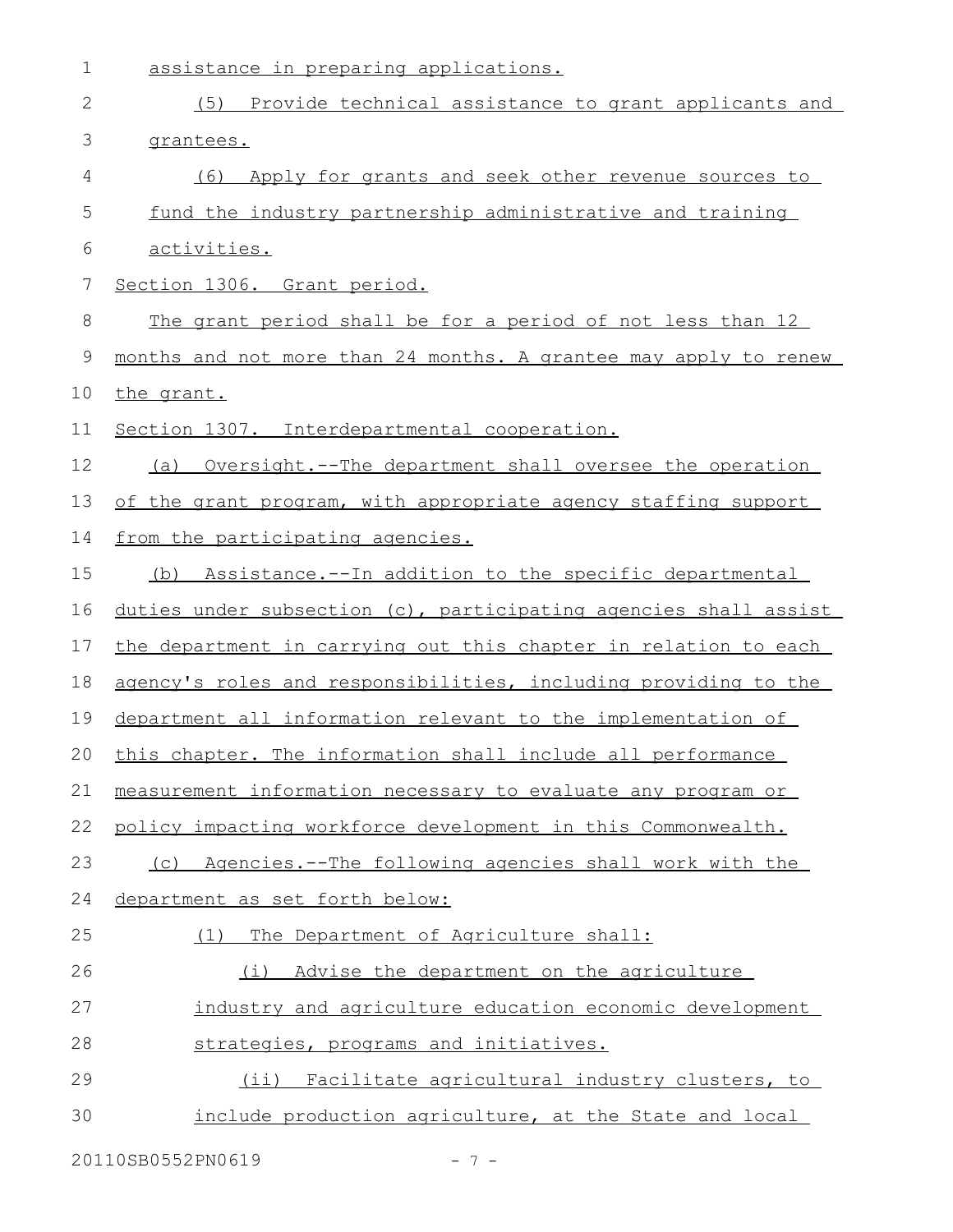assistance in preparing applications.

(5) Provide technical assistance to grant applicants and grantees.

(6) Apply for grants and seek other revenue sources to fund the industry partnership administrative and training activities.

Section 1306. Grant period.

The grant period shall be for a period of not less than 12 months and not more than 24 months. A grantee may apply to renew the grant.

Section 1307. Interdepartmental cooperation.

(a) Oversight.--The department shall oversee the operation of the grant program, with appropriate agency staffing support from the participating agencies.

(b) Assistance.--In addition to the specific departmental duties under subsection (c), participating agencies shall assist the department in carrying out this chapter in relation to each agency's roles and responsibilities, including providing to the department all information relevant to the implementation of this chapter. The information shall include all performance measurement information necessary to evaluate any program or policy impacting workforce development in this Commonwealth.

(c) Agencies.--The following agencies shall work with the department as set forth below:

(1) The Department of Agriculture shall:

(i) Advise the department on the agriculture industry and agriculture education economic development strategies, programs and initiatives.

(ii) Facilitate agricultural industry clusters, to include production agriculture, at the State and local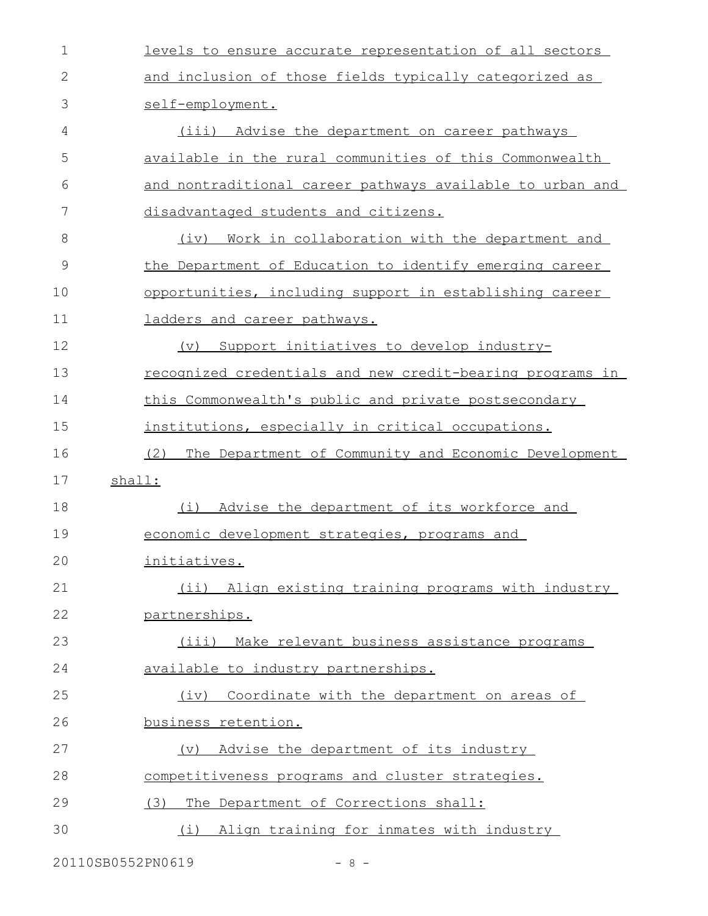levels to ensure accurate representation of all sectors and inclusion of those fields typically categorized as self-employment.

(iii) Advise the department on career pathways available in the rural communities of this Commonwealth and nontraditional career pathways available to urban and disadvantaged students and citizens.

(iv) Work in collaboration with the department and the Department of Education to identify emerging career opportunities, including support in establishing career ladders and career pathways.

(v) Support initiatives to develop industry-recognized credentials and new credit-bearing programs in this Commonwealth's public and private postsecondary institutions, especially in critical occupations.

(2) The Department of Community and Economic Development shall:

(i) Advise the department of its workforce and economic development strategies, programs and initiatives.

(ii) Align existing training programs with industry partnerships.

(iii) Make relevant business assistance programs available to industry partnerships.

(iv) Coordinate with the department on areas of business retention.

(v) Advise the department of its industry competitiveness programs and cluster strategies.

(3) The Department of Corrections shall:

(i) Align training for inmates with industry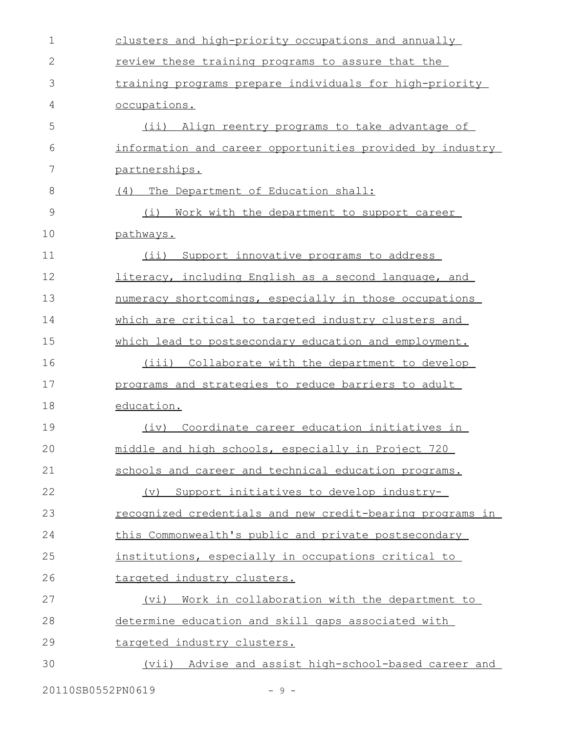clusters and high-priority occupations and annually review these training programs to assure that the training programs prepare individuals for high-priority occupations.

(ii) Align reentry programs to take advantage of information and career opportunities provided by industry partnerships.

(4) The Department of Education shall:

(i) Work with the department to support career pathways.

(ii) Support innovative programs to address literacy, including English as a second language, and numeracy shortcomings, especially in those occupations which are critical to targeted industry clusters and which lead to postsecondary education and employment.

(iii) Collaborate with the department to develop programs and strategies to reduce barriers to adult education.

(iv) Coordinate career education initiatives in middle and high schools, especially in Project 720 schools and career and technical education programs.

(v) Support initiatives to develop industry-recognized credentials and new credit-bearing programs in this Commonwealth's public and private postsecondary institutions, especially in occupations critical to targeted industry clusters.

(vi) Work in collaboration with the department to determine education and skill gaps associated with targeted industry clusters.

(vii) Advise and assist high-school-based career and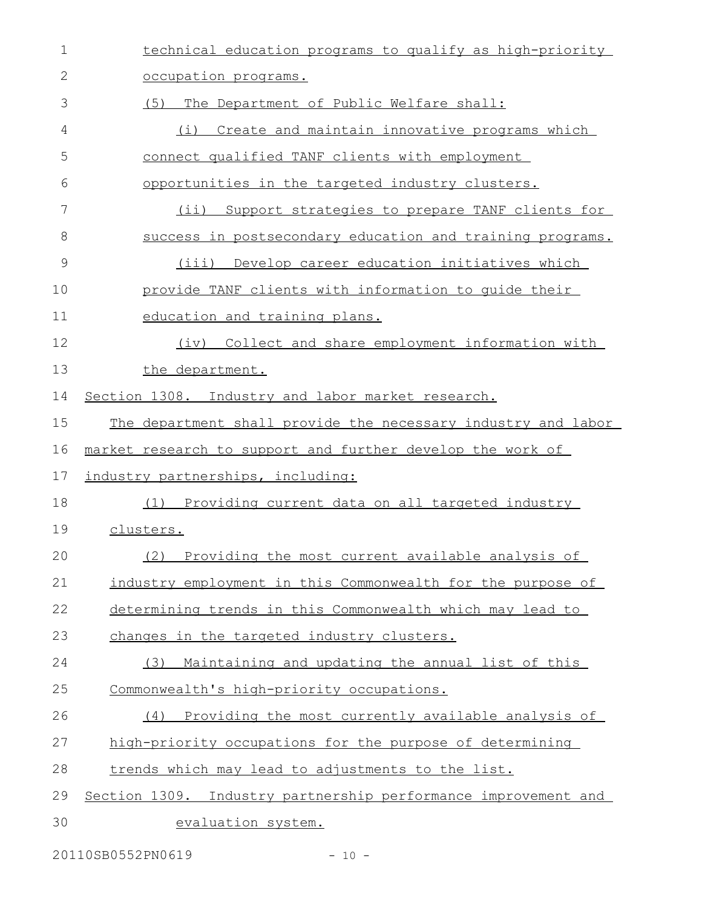technical education programs to qualify as high-priority occupation programs.

(5) The Department of Public Welfare shall:

(i) Create and maintain innovative programs which connect qualified TANF clients with employment opportunities in the targeted industry clusters.

(ii) Support strategies to prepare TANF clients for success in postsecondary education and training programs.

(iii) Develop career education initiatives which provide TANF clients with information to guide their education and training plans.

(iv) Collect and share employment information with the department.

Section 1308. Industry and labor market research.

The department shall provide the necessary industry and labor market research to support and further develop the work of industry partnerships, including:

(1) Providing current data on all targeted industry clusters.

(2) Providing the most current available analysis of industry employment in this Commonwealth for the purpose of determining trends in this Commonwealth which may lead to changes in the targeted industry clusters.

(3) Maintaining and updating the annual list of this Commonwealth's high-priority occupations.

(4) Providing the most currently available analysis of high-priority occupations for the purpose of determining trends which may lead to adjustments to the list.

Section 1309. Industry partnership performance improvement and evaluation system.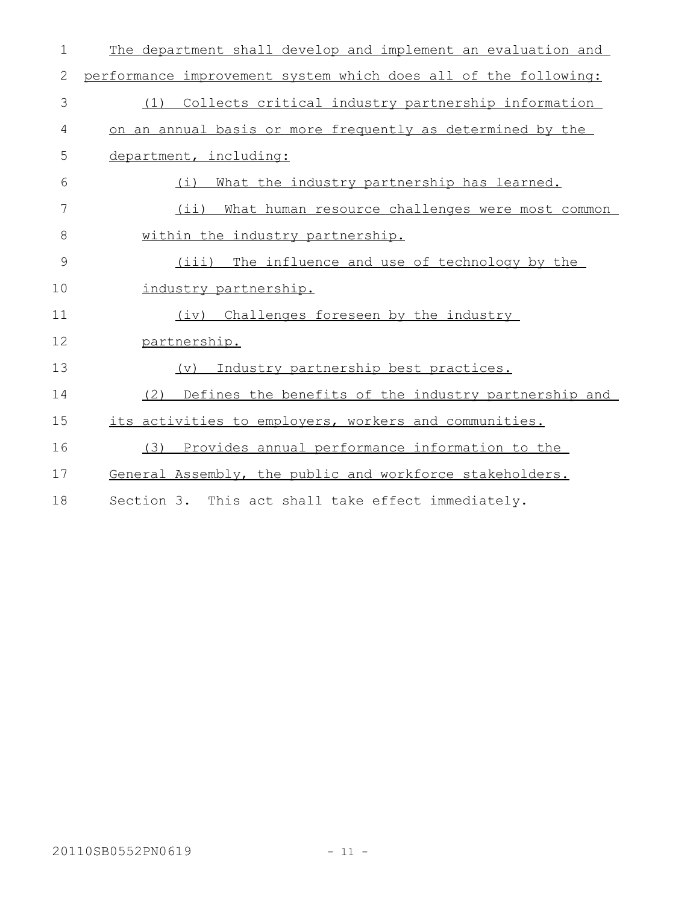The department shall develop and implement an evaluation and performance improvement system which does all of the following:

(1) Collects critical industry partnership information on an annual basis or more frequently as determined by the department, including:

(i) What the industry partnership has learned.

(ii) What human resource challenges were most common within the industry partnership.

(iii) The influence and use of technology by the industry partnership.

(iv) Challenges foreseen by the industry partnership.

(v) Industry partnership best practices.

(2) Defines the benefits of the industry partnership and its activities to employers, workers and communities.

(3) Provides annual performance information to the General Assembly, the public and workforce stakeholders.

Section 3. This act shall take effect immediately.